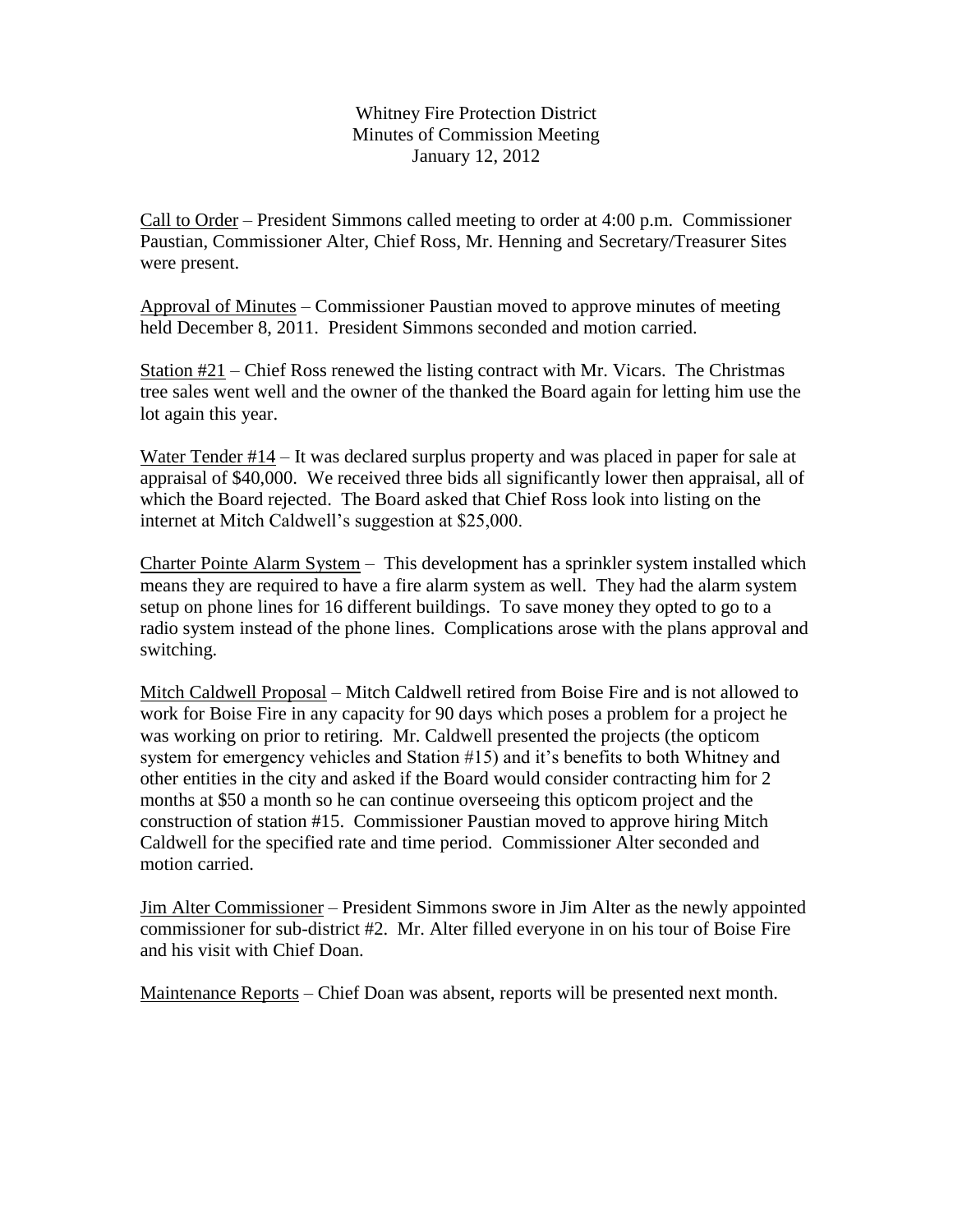Whitney Fire Protection District
Minutes of Commission Meeting
January 12, 2012

Call to Order – President Simmons called meeting to order at 4:00 p.m. Commissioner Paustian, Commissioner Alter, Chief Ross, Mr. Henning and Secretary/Treasurer Sites were present.

Approval of Minutes – Commissioner Paustian moved to approve minutes of meeting held December 8, 2011. President Simmons seconded and motion carried.

Station #21 – Chief Ross renewed the listing contract with Mr. Vicars. The Christmas tree sales went well and the owner of the thanked the Board again for letting him use the lot again this year.

Water Tender #14 – It was declared surplus property and was placed in paper for sale at appraisal of $40,000. We received three bids all significantly lower then appraisal, all of which the Board rejected. The Board asked that Chief Ross look into listing on the internet at Mitch Caldwell's suggestion at $25,000.

Charter Pointe Alarm System – This development has a sprinkler system installed which means they are required to have a fire alarm system as well. They had the alarm system setup on phone lines for 16 different buildings. To save money they opted to go to a radio system instead of the phone lines. Complications arose with the plans approval and switching.

Mitch Caldwell Proposal – Mitch Caldwell retired from Boise Fire and is not allowed to work for Boise Fire in any capacity for 90 days which poses a problem for a project he was working on prior to retiring. Mr. Caldwell presented the projects (the opticom system for emergency vehicles and Station #15) and it's benefits to both Whitney and other entities in the city and asked if the Board would consider contracting him for 2 months at $50 a month so he can continue overseeing this opticom project and the construction of station #15. Commissioner Paustian moved to approve hiring Mitch Caldwell for the specified rate and time period. Commissioner Alter seconded and motion carried.

Jim Alter Commissioner – President Simmons swore in Jim Alter as the newly appointed commissioner for sub-district #2. Mr. Alter filled everyone in on his tour of Boise Fire and his visit with Chief Doan.

Maintenance Reports – Chief Doan was absent, reports will be presented next month.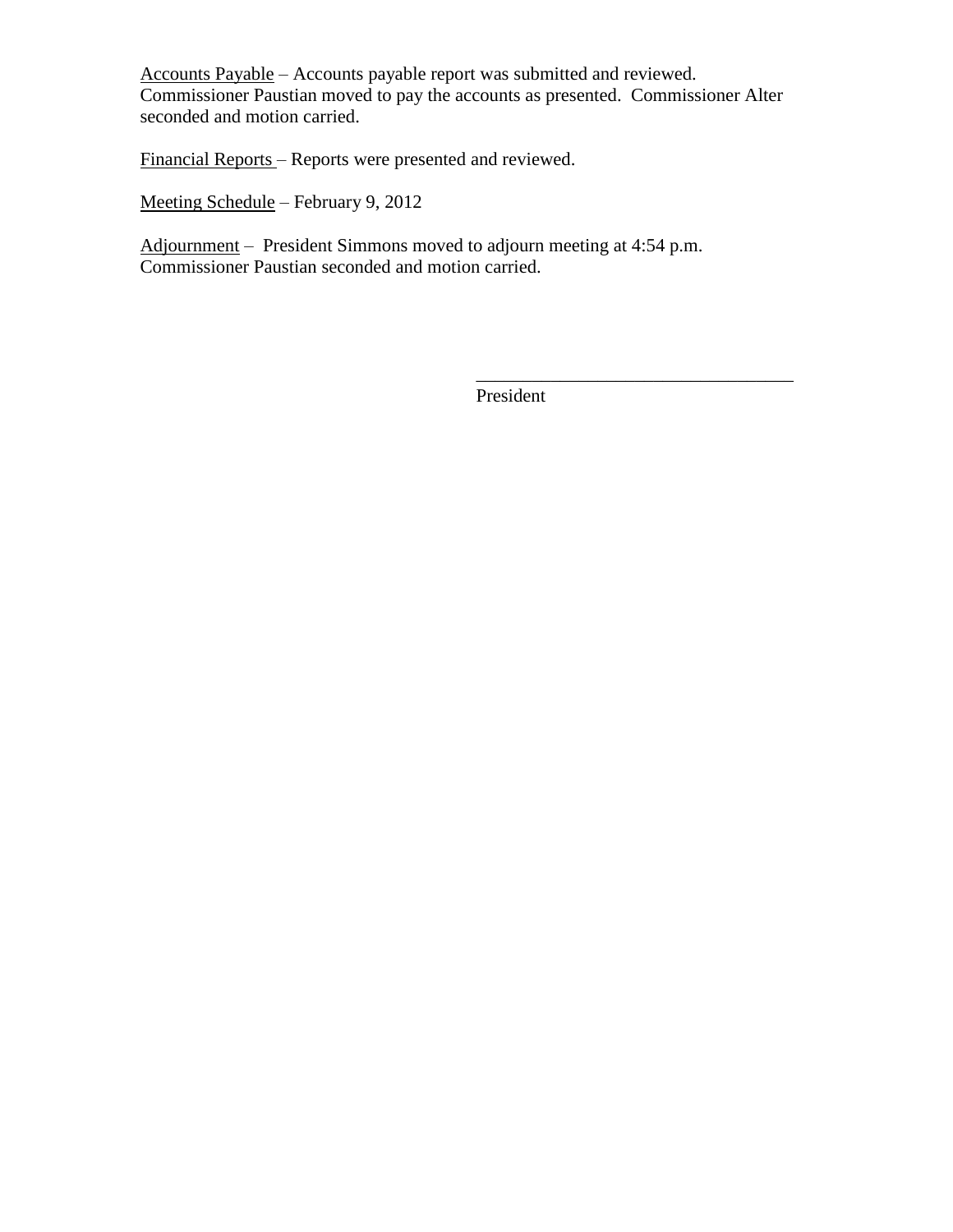<u>Accounts Payable</u> – Accounts payable report was submitted and reviewed. Commissioner Paustian moved to pay the accounts as presented. Commissioner Alter seconded and motion carried.

<u>Financial Reports</u> – Reports were presented and reviewed.

<u>Meeting Schedule</u> – February 9, 2012

<u>Adjournment</u> – President Simmons moved to adjourn meeting at 4:54 p.m. Commissioner Paustian seconded and motion carried.

\_\_\_\_\_\_\_\_\_\_\_\_\_\_\_\_\_\_\_\_\_\_\_\_\_\_\_\_\_\_\_\_\_\_\_

President